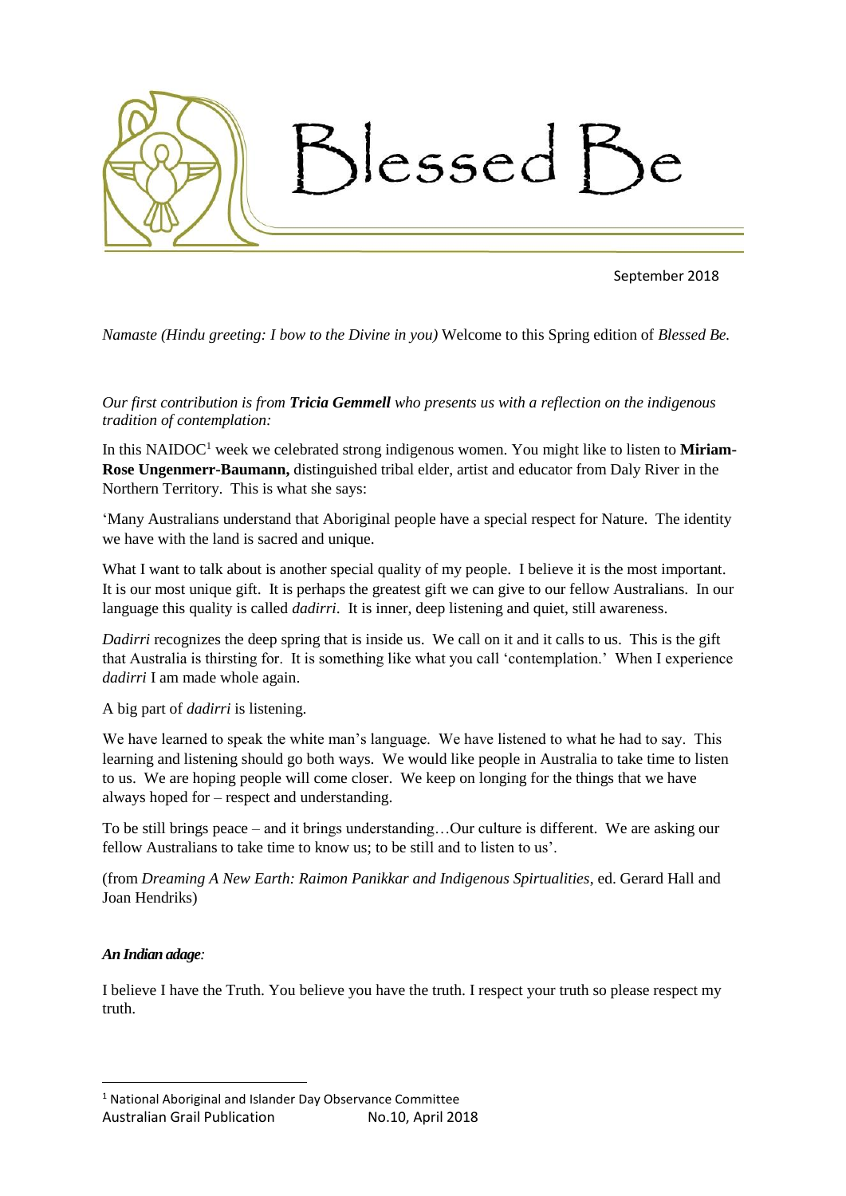# Blessed Be

September 2018

*Namaste (Hindu greeting: I bow to the Divine in you)* Welcome to this Spring edition of *Blessed Be.*

*Our first contribution is from **Tricia Gemmell** who presents us with a reflection on the indigenous tradition of contemplation:*

In this NAIDOC[1] week we celebrated strong indigenous women. You might like to listen to **Miriam-Rose Ungenmerr-Baumann,** distinguished tribal elder, artist and educator from Daly River in the Northern Territory. This is what she says:

'Many Australians understand that Aboriginal people have a special respect for Nature. The identity we have with the land is sacred and unique.

What I want to talk about is another special quality of my people. I believe it is the most important. It is our most unique gift. It is perhaps the greatest gift we can give to our fellow Australians. In our language this quality is called *dadirri*. It is inner, deep listening and quiet, still awareness.

*Dadirri* recognizes the deep spring that is inside us. We call on it and it calls to us. This is the gift that Australia is thirsting for. It is something like what you call 'contemplation.' When I experience *dadirri* I am made whole again.

A big part of *dadirri* is listening.

We have learned to speak the white man's language. We have listened to what he had to say. This learning and listening should go both ways. We would like people in Australia to take time to listen to us. We are hoping people will come closer. We keep on longing for the things that we have always hoped for – respect and understanding.

To be still brings peace – and it brings understanding…Our culture is different. We are asking our fellow Australians to take time to know us; to be still and to listen to us'.

(from *Dreaming A New Earth: Raimon Panikkar and Indigenous Spirtualities*, ed. Gerard Hall and Joan Hendriks)

***An Indian adage:***

I believe I have the Truth. You believe you have the truth. I respect your truth so please respect my truth.

[1] National Aboriginal and Islander Day Observance Committee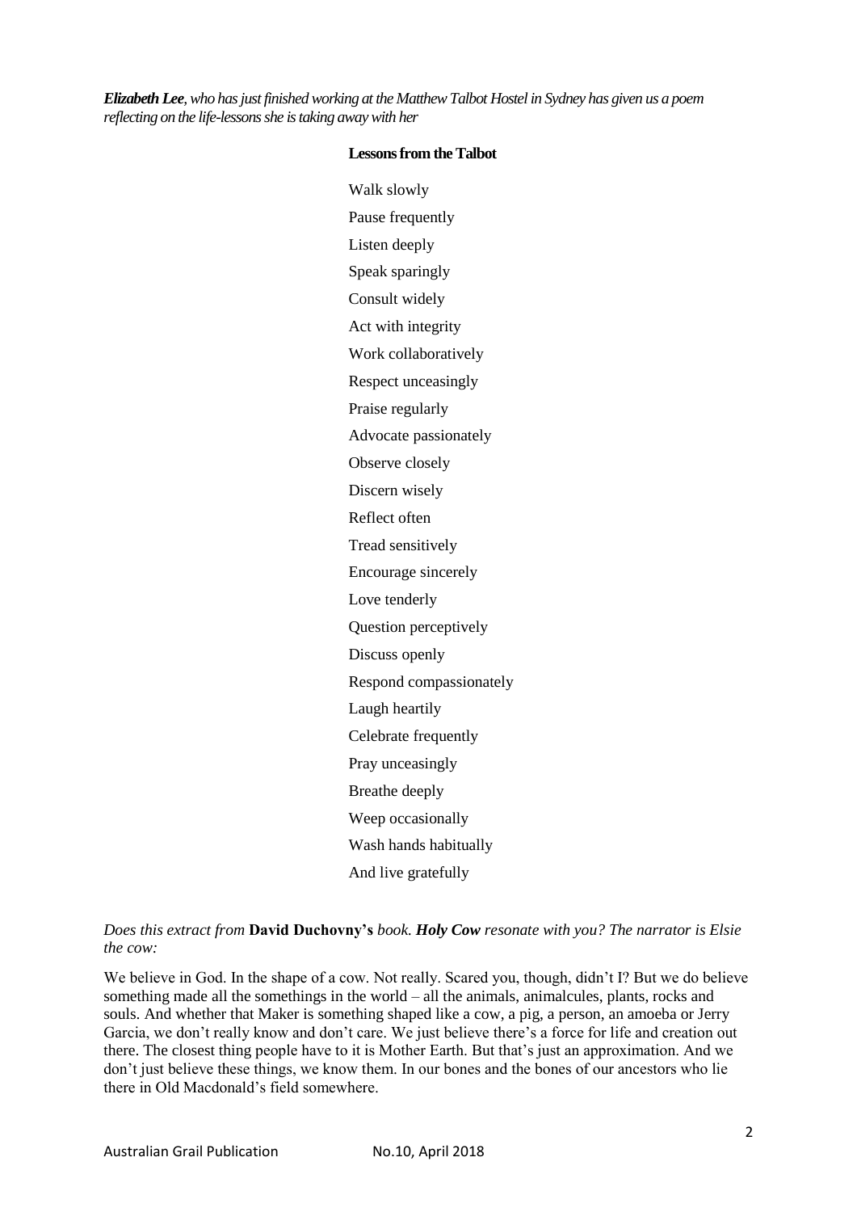***Elizabeth Lee**, who has just finished working at the Matthew Talbot Hostel in Sydney has given us a poem reflecting on the life-lessons she is taking away with her*

**Lessons from the Talbot**

Walk slowly  
Pause frequently  
Listen deeply  
Speak sparingly  
Consult widely  
Act with integrity  
Work collaboratively  
Respect unceasingly  
Praise regularly  
Advocate passionately  
Observe closely  
Discern wisely  
Reflect often  
Tread sensitively  
Encourage sincerely  
Love tenderly  
Question perceptively  
Discuss openly  
Respond compassionately  
Laugh heartily  
Celebrate frequently  
Pray unceasingly  
Breathe deeply  
Weep occasionally  
Wash hands habitually  
And live gratefully

*Does this extract from* **David Duchovny's** *book.* ***Holy Cow*** *resonate with you? The narrator is Elsie the cow:*

We believe in God. In the shape of a cow. Not really. Scared you, though, didn't I? But we do believe something made all the somethings in the world – all the animals, animalcules, plants, rocks and souls. And whether that Maker is something shaped like a cow, a pig, a person, an amoeba or Jerry Garcia, we don't really know and don't care. We just believe there's a force for life and creation out there. The closest thing people have to it is Mother Earth. But that's just an approximation. And we don't just believe these things, we know them. In our bones and the bones of our ancestors who lie there in Old Macdonald's field somewhere.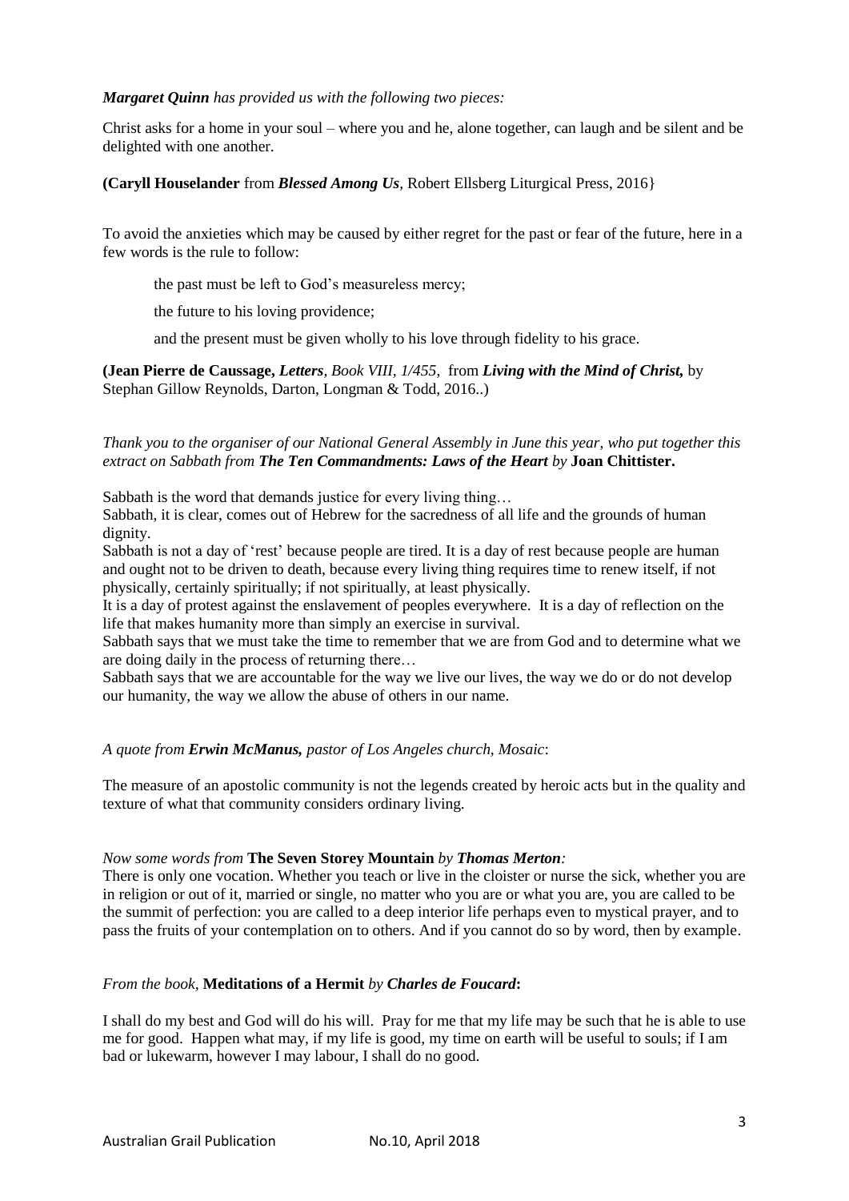***Margaret Quinn** has provided us with the following two pieces:*

Christ asks for a home in your soul – where you and he, alone together, can laugh and be silent and be delighted with one another.

**(Caryll Houselander** from ***Blessed Among Us***, Robert Ellsberg Liturgical Press, 2016}

To avoid the anxieties which may be caused by either regret for the past or fear of the future, here in a few words is the rule to follow:

> the past must be left to God's measureless mercy;
>
> the future to his loving providence;
>
> and the present must be given wholly to his love through fidelity to his grace.

**(Jean Pierre de Caussage,** ***Letters**, Book VIII, 1/455*, from ***Living with the Mind of Christ,*** by Stephan Gillow Reynolds, Darton, Longman & Todd, 2016..)

*Thank you to the organiser of our National General Assembly in June this year, who put together this extract on Sabbath from **The Ten Commandments: Laws of the Heart** by* **Joan Chittister.**

Sabbath is the word that demands justice for every living thing…

Sabbath, it is clear, comes out of Hebrew for the sacredness of all life and the grounds of human dignity.

Sabbath is not a day of 'rest' because people are tired. It is a day of rest because people are human and ought not to be driven to death, because every living thing requires time to renew itself, if not physically, certainly spiritually; if not spiritually, at least physically.

It is a day of protest against the enslavement of peoples everywhere. It is a day of reflection on the life that makes humanity more than simply an exercise in survival.

Sabbath says that we must take the time to remember that we are from God and to determine what we are doing daily in the process of returning there…

Sabbath says that we are accountable for the way we live our lives, the way we do or do not develop our humanity, the way we allow the abuse of others in our name.

*A quote from **Erwin McManus,** pastor of Los Angeles church, Mosaic*:

The measure of an apostolic community is not the legends created by heroic acts but in the quality and texture of what that community considers ordinary living.

*Now some words from* **The Seven Storey Mountain** *by **Thomas Merton**:*

There is only one vocation. Whether you teach or live in the cloister or nurse the sick, whether you are in religion or out of it, married or single, no matter who you are or what you are, you are called to be the summit of perfection: you are called to a deep interior life perhaps even to mystical prayer, and to pass the fruits of your contemplation on to others. And if you cannot do so by word, then by example.

*From the book,* **Meditations of a Hermit** *by **Charles de Foucard***:

I shall do my best and God will do his will. Pray for me that my life may be such that he is able to use me for good. Happen what may, if my life is good, my time on earth will be useful to souls; if I am bad or lukewarm, however I may labour, I shall do no good.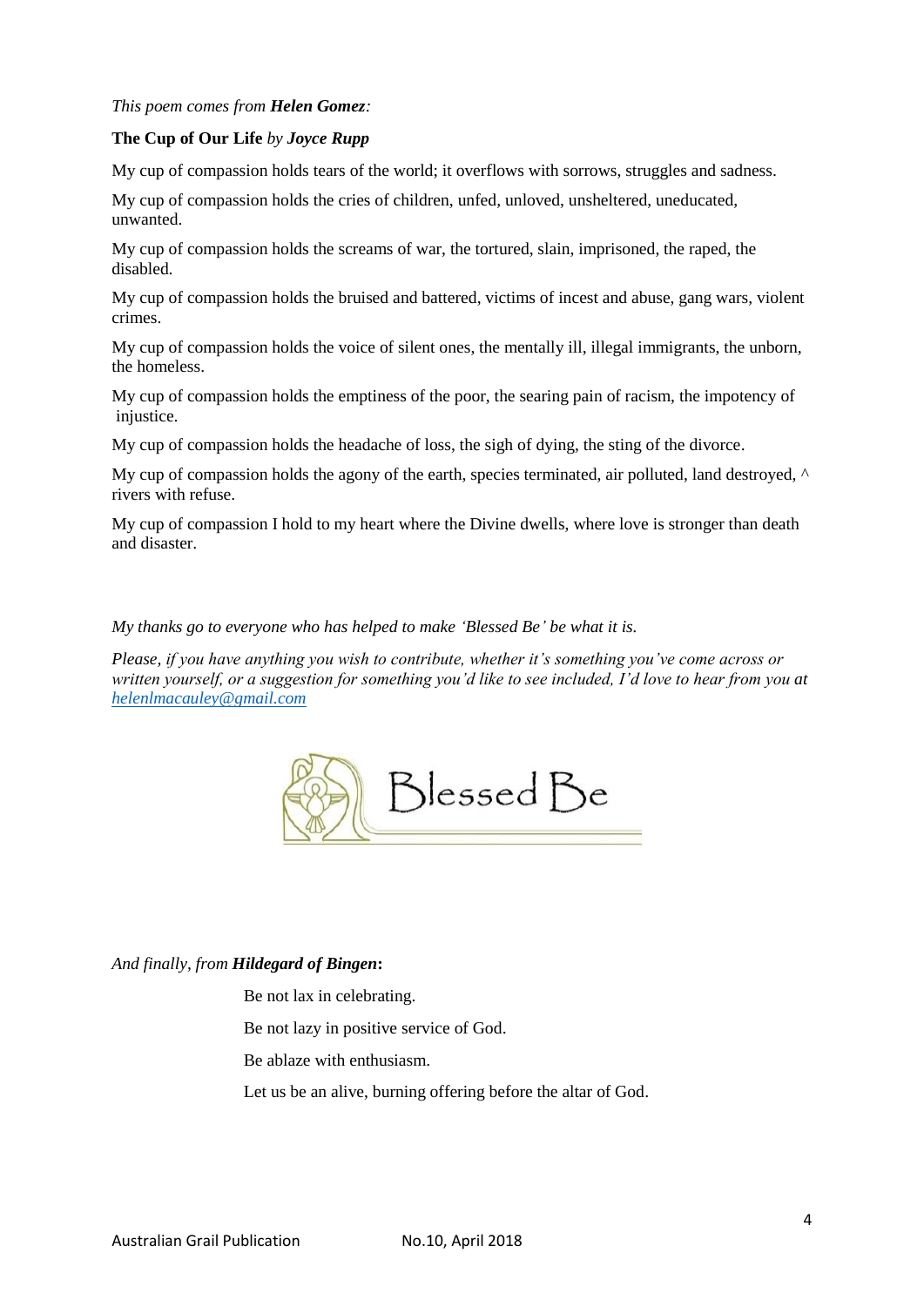*This poem comes from **Helen Gomez**:*

**The Cup of Our Life** *by **Joyce Rupp***

My cup of compassion holds tears of the world; it overflows with sorrows, struggles and sadness.

My cup of compassion holds the cries of children, unfed, unloved, unsheltered, uneducated, unwanted.

My cup of compassion holds the screams of war, the tortured, slain, imprisoned, the raped, the disabled.

My cup of compassion holds the bruised and battered, victims of incest and abuse, gang wars, violent crimes.

My cup of compassion holds the voice of silent ones, the mentally ill, illegal immigrants, the unborn, the homeless.

My cup of compassion holds the emptiness of the poor, the searing pain of racism, the impotency of injustice.

My cup of compassion holds the headache of loss, the sigh of dying, the sting of the divorce.

My cup of compassion holds the agony of the earth, species terminated, air polluted, land destroyed, ^ rivers with refuse.

My cup of compassion I hold to my heart where the Divine dwells, where love is stronger than death and disaster.

*My thanks go to everyone who has helped to make 'Blessed Be' be what it is.*

*Please, if you have anything you wish to contribute, whether it's something you've come across or written yourself, or a suggestion for something you'd like to see included, I'd love to hear from you at [helenlmacauley@gmail.com](mailto:helenlmacauley@gmail.com)*

Blessed Be

*And finally, from **Hildegard of Bingen**:*

Be not lax in celebrating.

Be not lazy in positive service of God.

Be ablaze with enthusiasm.

Let us be an alive, burning offering before the altar of God.

Australian Grail Publication No.10, April 2018